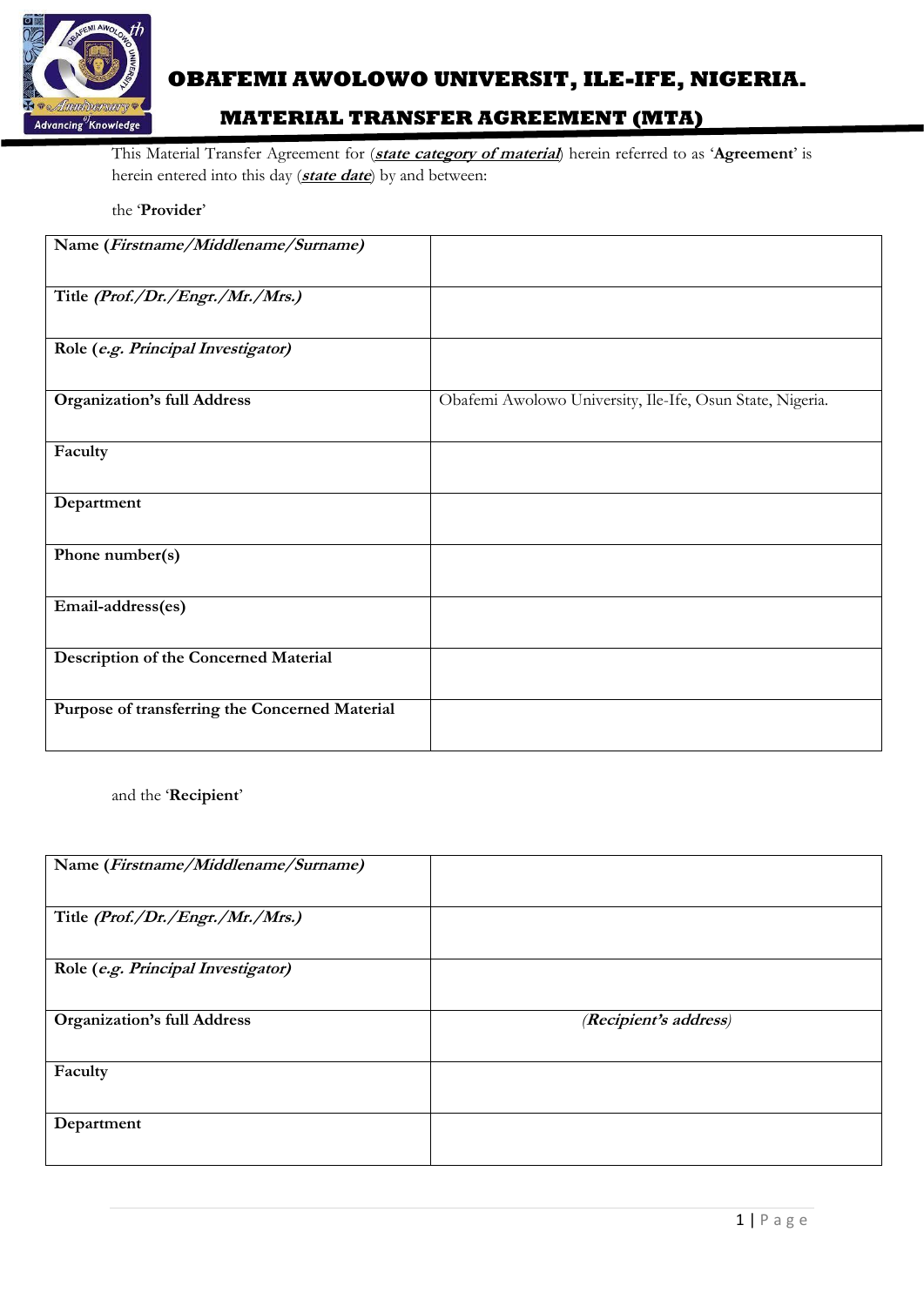# OBAFEMI AWOLOWO UNIVERSIT, ILE-IFE, NIGERIA.

## MATERIAL TRANSFER AGREEMENT (MTA)

This Material Transfer Agreement for (***state category of material***) herein referred to as '**Agreement**' is herein entered into this day (***state date***) by and between:

the '**Provider**'

| | |
|---|---|
| **Name (*Firstname/Middlename/Surname)*** | |
| **Title *(Prof./Dr./Engr./Mr./Mrs.)*** | |
| **Role (*e.g. Principal Investigator)*** | |
| **Organization's full Address** | Obafemi Awolowo University, Ile-Ife, Osun State, Nigeria. |
| **Faculty** | |
| **Department** | |
| **Phone number(s)** | |
| **Email-address(es)** | |
| **Description of the Concerned Material** | |
| **Purpose of transferring the Concerned Material** | |

and the '**Recipient**'

| | |
|---|---|
| **Name (*Firstname/Middlename/Surname)*** | |
| **Title *(Prof./Dr./Engr./Mr./Mrs.)*** | |
| **Role (*e.g. Principal Investigator)*** | |
| **Organization's full Address** | ***(Recipient's address)*** |
| **Faculty** | |
| **Department** | |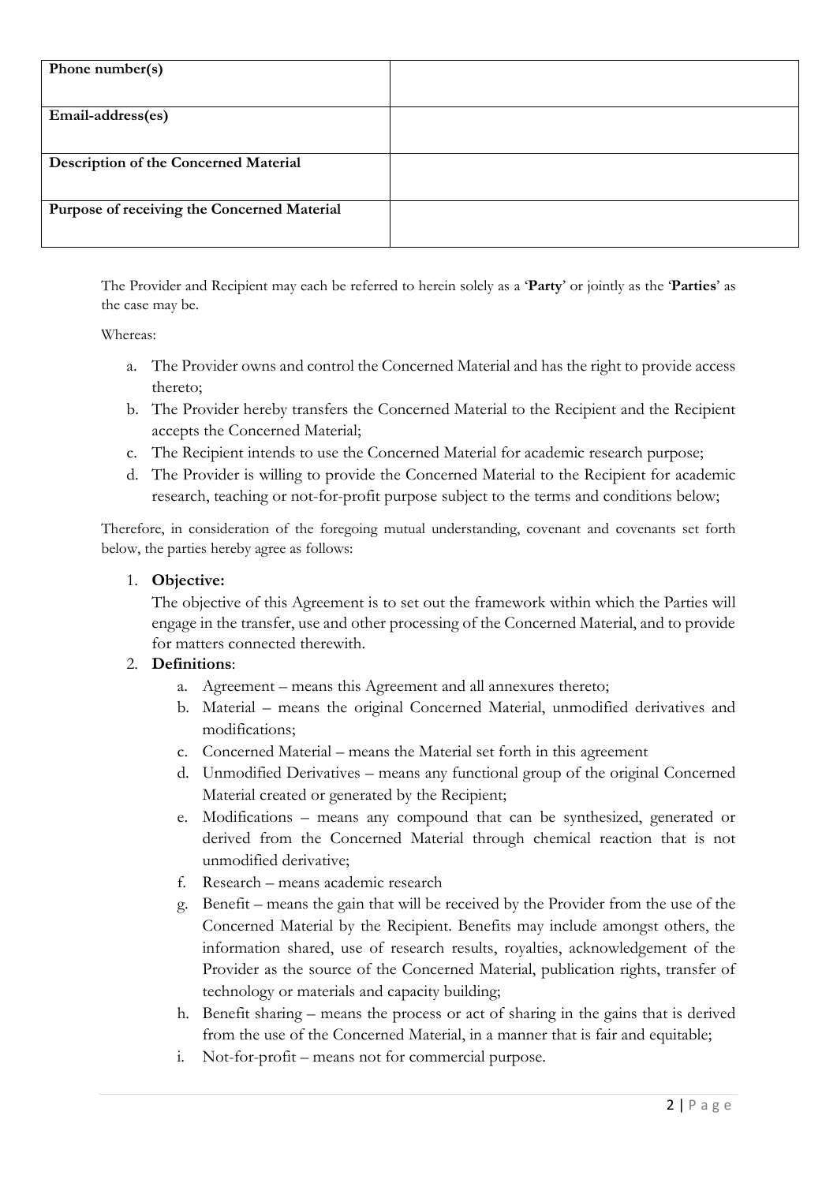| Phone number(s) | |
| --- | --- |
| Email-address(es) | |
| Description of the Concerned Material | |
| Purpose of receiving the Concerned Material | |

The Provider and Recipient may each be referred to herein solely as a '**Party**' or jointly as the '**Parties**' as the case may be.

Whereas:

a. The Provider owns and control the Concerned Material and has the right to provide access thereto;
b. The Provider hereby transfers the Concerned Material to the Recipient and the Recipient accepts the Concerned Material;
c. The Recipient intends to use the Concerned Material for academic research purpose;
d. The Provider is willing to provide the Concerned Material to the Recipient for academic research, teaching or not-for-profit purpose subject to the terms and conditions below;

Therefore, in consideration of the foregoing mutual understanding, covenant and covenants set forth below, the parties hereby agree as follows:

1. **Objective:**
   The objective of this Agreement is to set out the framework within which the Parties will engage in the transfer, use and other processing of the Concerned Material, and to provide for matters connected therewith.
2. **Definitions**:
   a. Agreement – means this Agreement and all annexures thereto;
   b. Material – means the original Concerned Material, unmodified derivatives and modifications;
   c. Concerned Material – means the Material set forth in this agreement
   d. Unmodified Derivatives – means any functional group of the original Concerned Material created or generated by the Recipient;
   e. Modifications – means any compound that can be synthesized, generated or derived from the Concerned Material through chemical reaction that is not unmodified derivative;
   f. Research – means academic research
   g. Benefit – means the gain that will be received by the Provider from the use of the Concerned Material by the Recipient. Benefits may include amongst others, the information shared, use of research results, royalties, acknowledgement of the Provider as the source of the Concerned Material, publication rights, transfer of technology or materials and capacity building;
   h. Benefit sharing – means the process or act of sharing in the gains that is derived from the use of the Concerned Material, in a manner that is fair and equitable;
   i. Not-for-profit – means not for commercial purpose.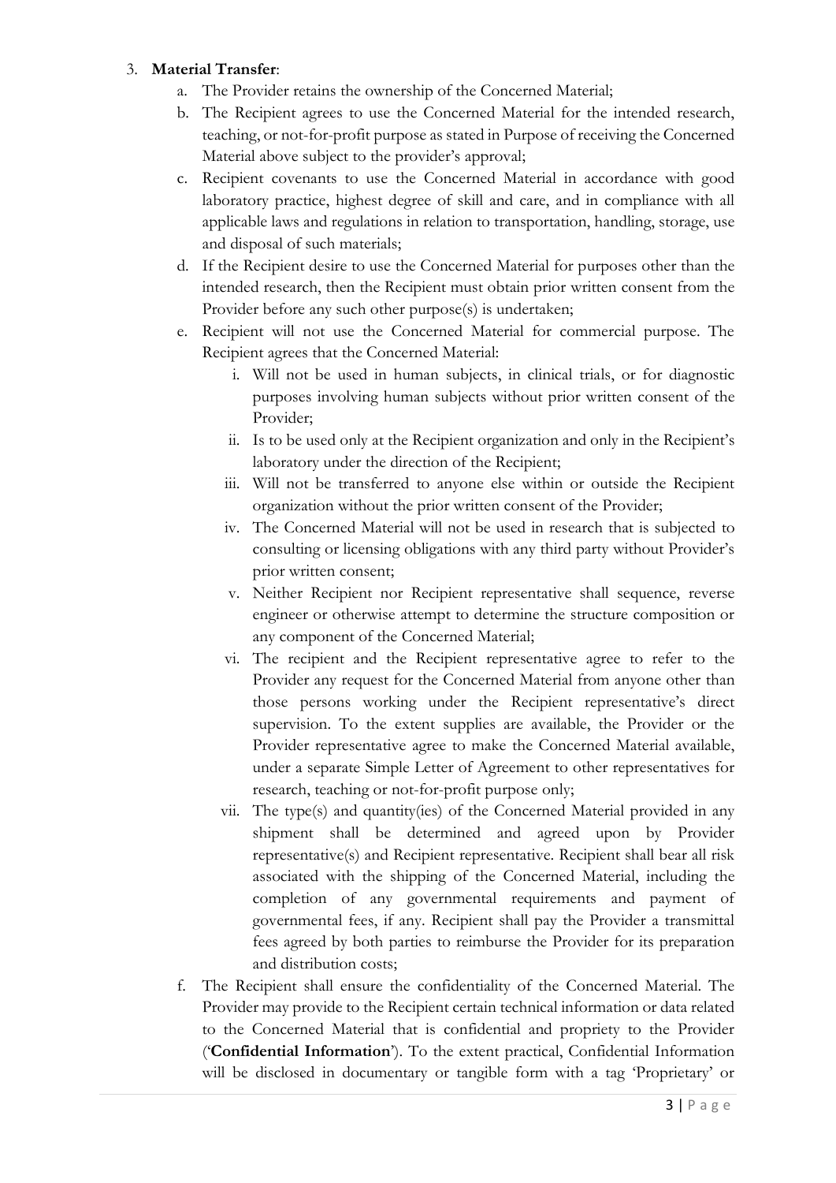3. **Material Transfer**:
    a. The Provider retains the ownership of the Concerned Material;
    b. The Recipient agrees to use the Concerned Material for the intended research, teaching, or not-for-profit purpose as stated in Purpose of receiving the Concerned Material above subject to the provider's approval;
    c. Recipient covenants to use the Concerned Material in accordance with good laboratory practice, highest degree of skill and care, and in compliance with all applicable laws and regulations in relation to transportation, handling, storage, use and disposal of such materials;
    d. If the Recipient desire to use the Concerned Material for purposes other than the intended research, then the Recipient must obtain prior written consent from the Provider before any such other purpose(s) is undertaken;
    e. Recipient will not use the Concerned Material for commercial purpose. The Recipient agrees that the Concerned Material:
        i. Will not be used in human subjects, in clinical trials, or for diagnostic purposes involving human subjects without prior written consent of the Provider;
        ii. Is to be used only at the Recipient organization and only in the Recipient's laboratory under the direction of the Recipient;
        iii. Will not be transferred to anyone else within or outside the Recipient organization without the prior written consent of the Provider;
        iv. The Concerned Material will not be used in research that is subjected to consulting or licensing obligations with any third party without Provider's prior written consent;
        v. Neither Recipient nor Recipient representative shall sequence, reverse engineer or otherwise attempt to determine the structure composition or any component of the Concerned Material;
        vi. The recipient and the Recipient representative agree to refer to the Provider any request for the Concerned Material from anyone other than those persons working under the Recipient representative's direct supervision. To the extent supplies are available, the Provider or the Provider representative agree to make the Concerned Material available, under a separate Simple Letter of Agreement to other representatives for research, teaching or not-for-profit purpose only;
        vii. The type(s) and quantity(ies) of the Concerned Material provided in any shipment shall be determined and agreed upon by Provider representative(s) and Recipient representative. Recipient shall bear all risk associated with the shipping of the Concerned Material, including the completion of any governmental requirements and payment of governmental fees, if any. Recipient shall pay the Provider a transmittal fees agreed by both parties to reimburse the Provider for its preparation and distribution costs;
    f. The Recipient shall ensure the confidentiality of the Concerned Material. The Provider may provide to the Recipient certain technical information or data related to the Concerned Material that is confidential and propriety to the Provider ('**Confidential Information**'). To the extent practical, Confidential Information will be disclosed in documentary or tangible form with a tag 'Proprietary' or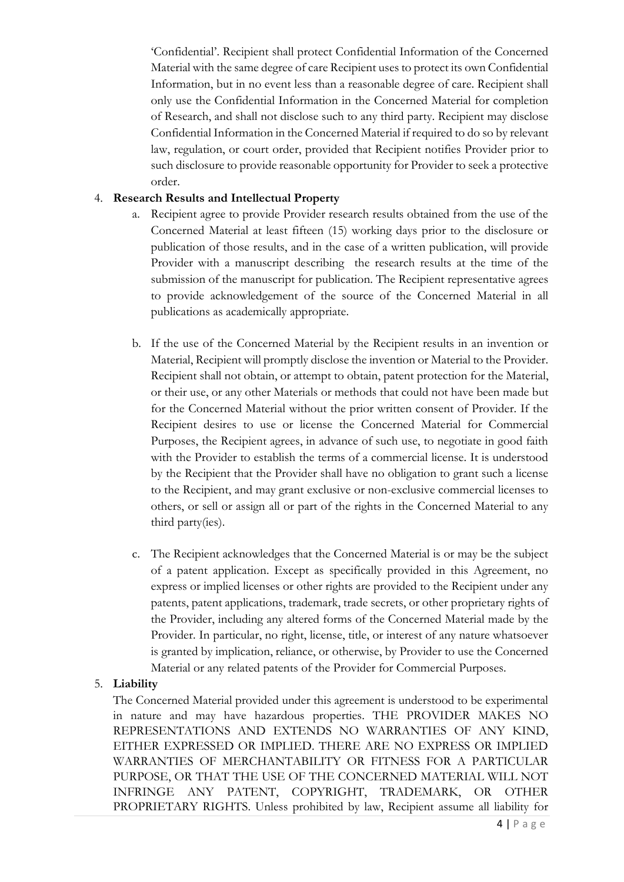'Confidential'. Recipient shall protect Confidential Information of the Concerned Material with the same degree of care Recipient uses to protect its own Confidential Information, but in no event less than a reasonable degree of care. Recipient shall only use the Confidential Information in the Concerned Material for completion of Research, and shall not disclose such to any third party. Recipient may disclose Confidential Information in the Concerned Material if required to do so by relevant law, regulation, or court order, provided that Recipient notifies Provider prior to such disclosure to provide reasonable opportunity for Provider to seek a protective order.

4. **Research Results and Intellectual Property**

   a. Recipient agree to provide Provider research results obtained from the use of the Concerned Material at least fifteen (15) working days prior to the disclosure or publication of those results, and in the case of a written publication, will provide Provider with a manuscript describing the research results at the time of the submission of the manuscript for publication. The Recipient representative agrees to provide acknowledgement of the source of the Concerned Material in all publications as academically appropriate.

   b. If the use of the Concerned Material by the Recipient results in an invention or Material, Recipient will promptly disclose the invention or Material to the Provider. Recipient shall not obtain, or attempt to obtain, patent protection for the Material, or their use, or any other Materials or methods that could not have been made but for the Concerned Material without the prior written consent of Provider. If the Recipient desires to use or license the Concerned Material for Commercial Purposes, the Recipient agrees, in advance of such use, to negotiate in good faith with the Provider to establish the terms of a commercial license. It is understood by the Recipient that the Provider shall have no obligation to grant such a license to the Recipient, and may grant exclusive or non-exclusive commercial licenses to others, or sell or assign all or part of the rights in the Concerned Material to any third party(ies).

   c. The Recipient acknowledges that the Concerned Material is or may be the subject of a patent application. Except as specifically provided in this Agreement, no express or implied licenses or other rights are provided to the Recipient under any patents, patent applications, trademark, trade secrets, or other proprietary rights of the Provider, including any altered forms of the Concerned Material made by the Provider. In particular, no right, license, title, or interest of any nature whatsoever is granted by implication, reliance, or otherwise, by Provider to use the Concerned Material or any related patents of the Provider for Commercial Purposes.

5. **Liability**

   The Concerned Material provided under this agreement is understood to be experimental in nature and may have hazardous properties. THE PROVIDER MAKES NO REPRESENTATIONS AND EXTENDS NO WARRANTIES OF ANY KIND, EITHER EXPRESSED OR IMPLIED. THERE ARE NO EXPRESS OR IMPLIED WARRANTIES OF MERCHANTABILITY OR FITNESS FOR A PARTICULAR PURPOSE, OR THAT THE USE OF THE CONCERNED MATERIAL WILL NOT INFRINGE ANY PATENT, COPYRIGHT, TRADEMARK, OR OTHER PROPRIETARY RIGHTS. Unless prohibited by law, Recipient assume all liability for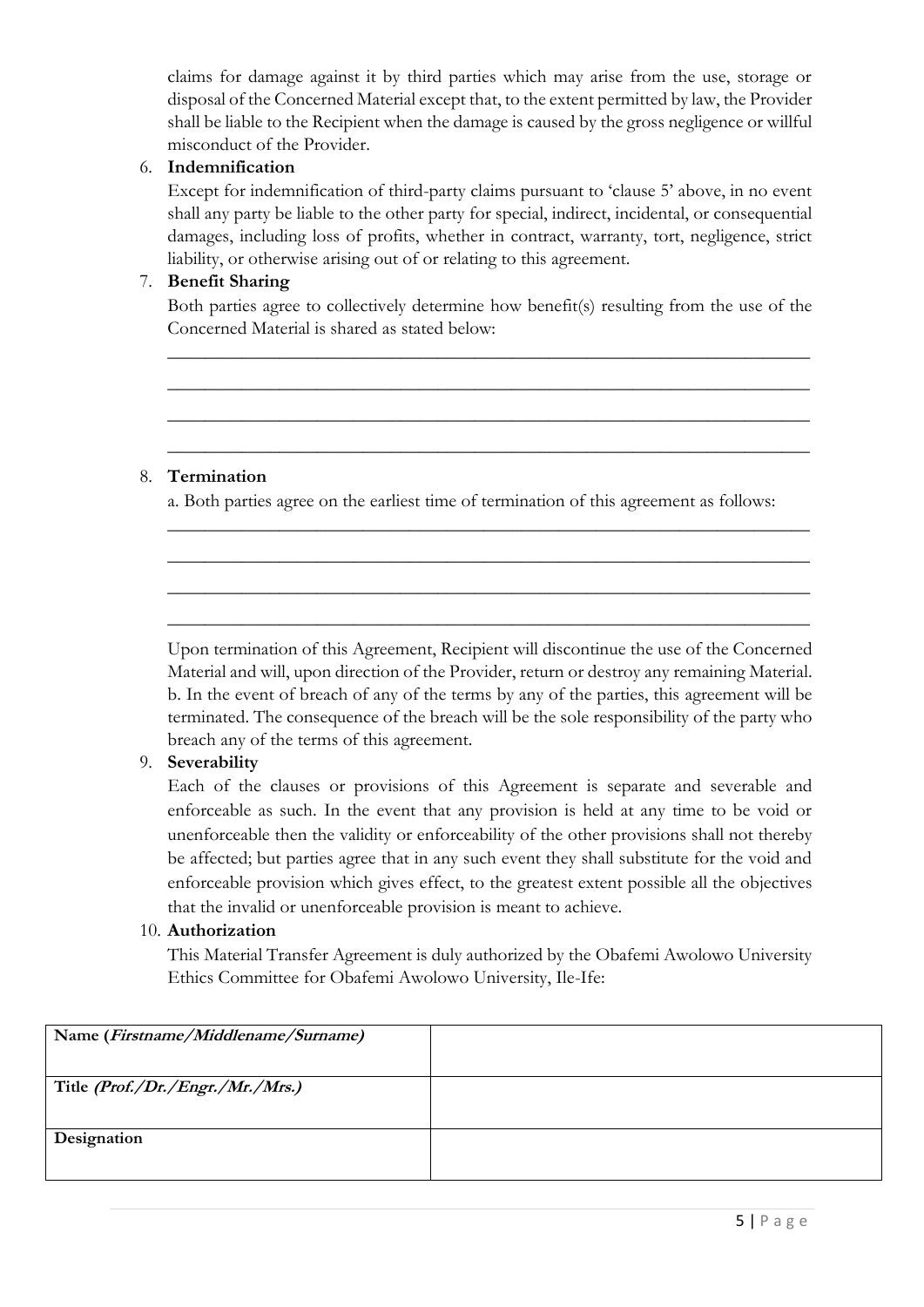claims for damage against it by third parties which may arise from the use, storage or disposal of the Concerned Material except that, to the extent permitted by law, the Provider shall be liable to the Recipient when the damage is caused by the gross negligence or willful misconduct of the Provider.

6. **Indemnification**

   Except for indemnification of third-party claims pursuant to 'clause 5' above, in no event shall any party be liable to the other party for special, indirect, incidental, or consequential damages, including loss of profits, whether in contract, warranty, tort, negligence, strict liability, or otherwise arising out of or relating to this agreement.

7. **Benefit Sharing**

   Both parties agree to collectively determine how benefit(s) resulting from the use of the Concerned Material is shared as stated below:

   ___________________________________________________________________________

   ___________________________________________________________________________

   ___________________________________________________________________________

   ___________________________________________________________________________

8. **Termination**

   a. Both parties agree on the earliest time of termination of this agreement as follows:

   ___________________________________________________________________________

   ___________________________________________________________________________

   ___________________________________________________________________________

   ___________________________________________________________________________

   Upon termination of this Agreement, Recipient will discontinue the use of the Concerned Material and will, upon direction of the Provider, return or destroy any remaining Material.
   b. In the event of breach of any of the terms by any of the parties, this agreement will be terminated. The consequence of the breach will be the sole responsibility of the party who breach any of the terms of this agreement.

9. **Severability**

   Each of the clauses or provisions of this Agreement is separate and severable and enforceable as such. In the event that any provision is held at any time to be void or unenforceable then the validity or enforceability of the other provisions shall not thereby be affected; but parties agree that in any such event they shall substitute for the void and enforceable provision which gives effect, to the greatest extent possible all the objectives that the invalid or unenforceable provision is meant to achieve.

10. **Authorization**

    This Material Transfer Agreement is duly authorized by the Obafemi Awolowo University Ethics Committee for Obafemi Awolowo University, Ile-Ife:

| **Name (*Firstname/Middlename/Surname*)** | |
|---|---|
| **Title *(Prof./Dr./Engr./Mr./Mrs.)*** | |
| **Designation** | |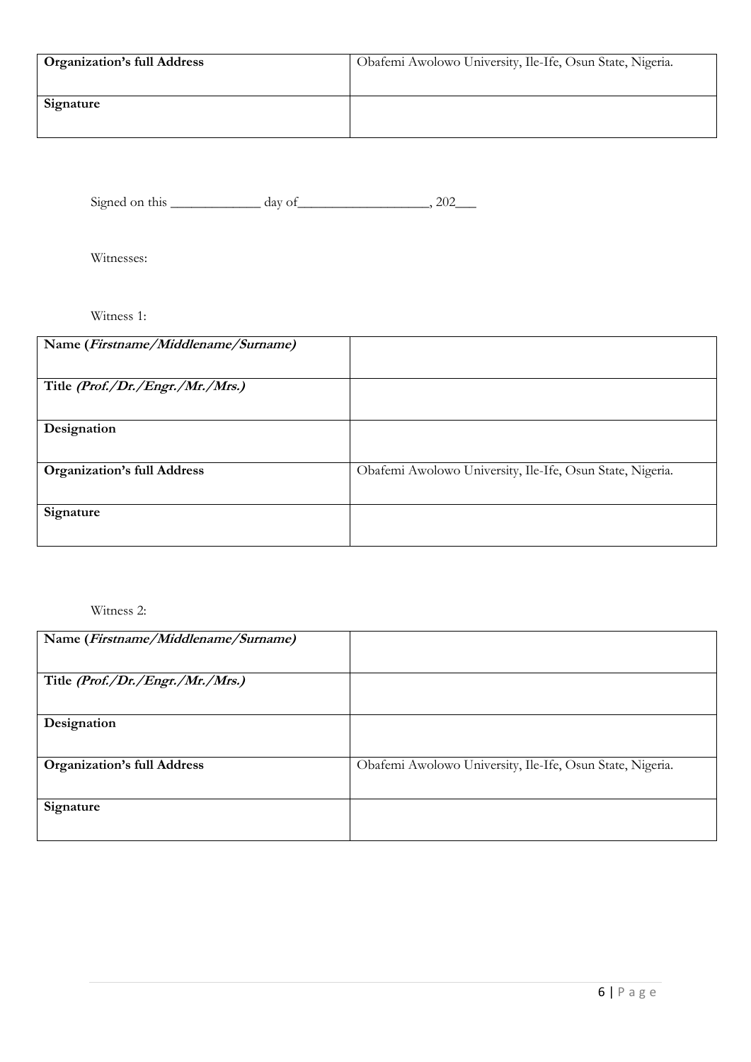| | |
|---|---|
| **Organization's full Address** | Obafemi Awolowo University, Ile-Ife, Osun State, Nigeria. |
| **Signature** | |

Signed on this _____________ day of___________________, 202___

Witnesses:

Witness 1:

| | |
|---|---|
| **Name (*Firstname/Middlename/Surname)*** | |
| **Title *(Prof./Dr./Engr./Mr./Mrs.)*** | |
| **Designation** | |
| **Organization's full Address** | Obafemi Awolowo University, Ile-Ife, Osun State, Nigeria. |
| **Signature** | |

Witness 2:

| | |
|---|---|
| **Name (*Firstname/Middlename/Surname)*** | |
| **Title *(Prof./Dr./Engr./Mr./Mrs.)*** | |
| **Designation** | |
| **Organization's full Address** | Obafemi Awolowo University, Ile-Ife, Osun State, Nigeria. |
| **Signature** | |